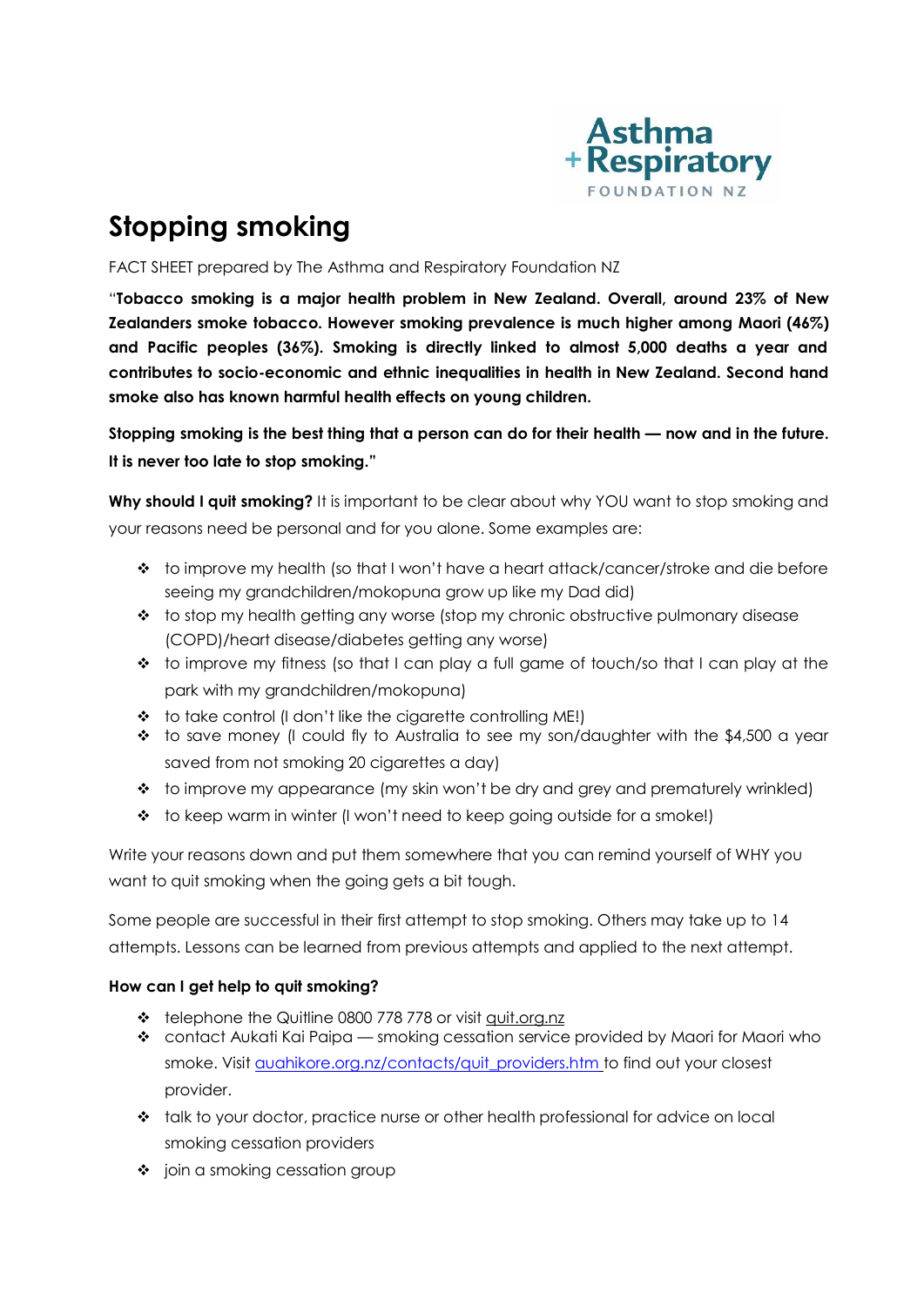Asthma + Respiratory FOUNDATION NZ

# Stopping smoking

FACT SHEET prepared by The Asthma and Respiratory Foundation NZ

"**Tobacco smoking is a major health problem in New Zealand. Overall, around 23% of New Zealanders smoke tobacco. However smoking prevalence is much higher among Maori (46%) and Pacific peoples (36%). Smoking is directly linked to almost 5,000 deaths a year and contributes to socio-economic and ethnic inequalities in health in New Zealand. Second hand smoke also has known harmful health effects on young children.**

**Stopping smoking is the best thing that a person can do for their health — now and in the future. It is never too late to stop smoking."**

**Why should I quit smoking?** It is important to be clear about why YOU want to stop smoking and your reasons need be personal and for you alone. Some examples are:

- to improve my health (so that I won't have a heart attack/cancer/stroke and die before seeing my grandchildren/mokopuna grow up like my Dad did)
- to stop my health getting any worse (stop my chronic obstructive pulmonary disease (COPD)/heart disease/diabetes getting any worse)
- to improve my fitness (so that I can play a full game of touch/so that I can play at the park with my grandchildren/mokopuna)
- to take control (I don't like the cigarette controlling ME!)
- to save money (I could fly to Australia to see my son/daughter with the $4,500 a year saved from not smoking 20 cigarettes a day)
- to improve my appearance (my skin won't be dry and grey and prematurely wrinkled)
- to keep warm in winter (I won't need to keep going outside for a smoke!)

Write your reasons down and put them somewhere that you can remind yourself of WHY you want to quit smoking when the going gets a bit tough.

Some people are successful in their first attempt to stop smoking. Others may take up to 14 attempts. Lessons can be learned from previous attempts and applied to the next attempt.

**How can I get help to quit smoking?**

- telephone the Quitline 0800 778 778 or visit quit.org.nz
- contact Aukati Kai Paipa — smoking cessation service provided by Maori for Maori who smoke. Visit auahikore.org.nz/contacts/quit_providers.htm to find out your closest provider.
- talk to your doctor, practice nurse or other health professional for advice on local smoking cessation providers
- join a smoking cessation group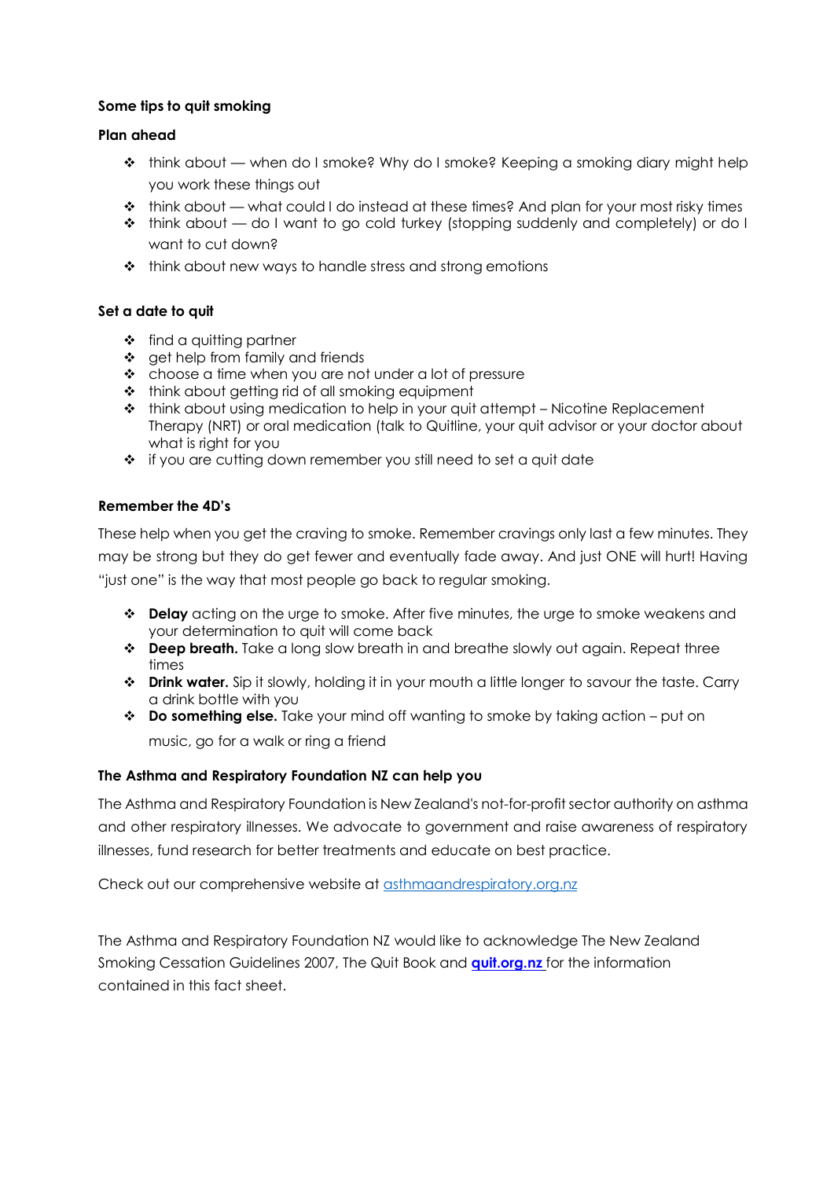**Some tips to quit smoking**

**Plan ahead**

- think about — when do I smoke? Why do I smoke? Keeping a smoking diary might help you work these things out
- think about — what could I do instead at these times? And plan for your most risky times
- think about — do I want to go cold turkey (stopping suddenly and completely) or do I want to cut down?
- think about new ways to handle stress and strong emotions

**Set a date to quit**

- find a quitting partner
- get help from family and friends
- choose a time when you are not under a lot of pressure
- think about getting rid of all smoking equipment
- think about using medication to help in your quit attempt – Nicotine Replacement Therapy (NRT) or oral medication (talk to Quitline, your quit advisor or your doctor about what is right for you
- if you are cutting down remember you still need to set a quit date

**Remember the 4D's**

These help when you get the craving to smoke. Remember cravings only last a few minutes. They may be strong but they do get fewer and eventually fade away. And just ONE will hurt! Having "just one" is the way that most people go back to regular smoking.

- **Delay** acting on the urge to smoke. After five minutes, the urge to smoke weakens and your determination to quit will come back
- **Deep breath.** Take a long slow breath in and breathe slowly out again. Repeat three times
- **Drink water.** Sip it slowly, holding it in your mouth a little longer to savour the taste. Carry a drink bottle with you
- **Do something else.** Take your mind off wanting to smoke by taking action – put on music, go for a walk or ring a friend

**The Asthma and Respiratory Foundation NZ can help you**

The Asthma and Respiratory Foundation is New Zealand's not-for-profit sector authority on asthma and other respiratory illnesses. We advocate to government and raise awareness of respiratory illnesses, fund research for better treatments and educate on best practice.

Check out our comprehensive website at asthmaandrespiratory.org.nz

The Asthma and Respiratory Foundation NZ would like to acknowledge The New Zealand Smoking Cessation Guidelines 2007, The Quit Book and **quit.org.nz** for the information contained in this fact sheet.